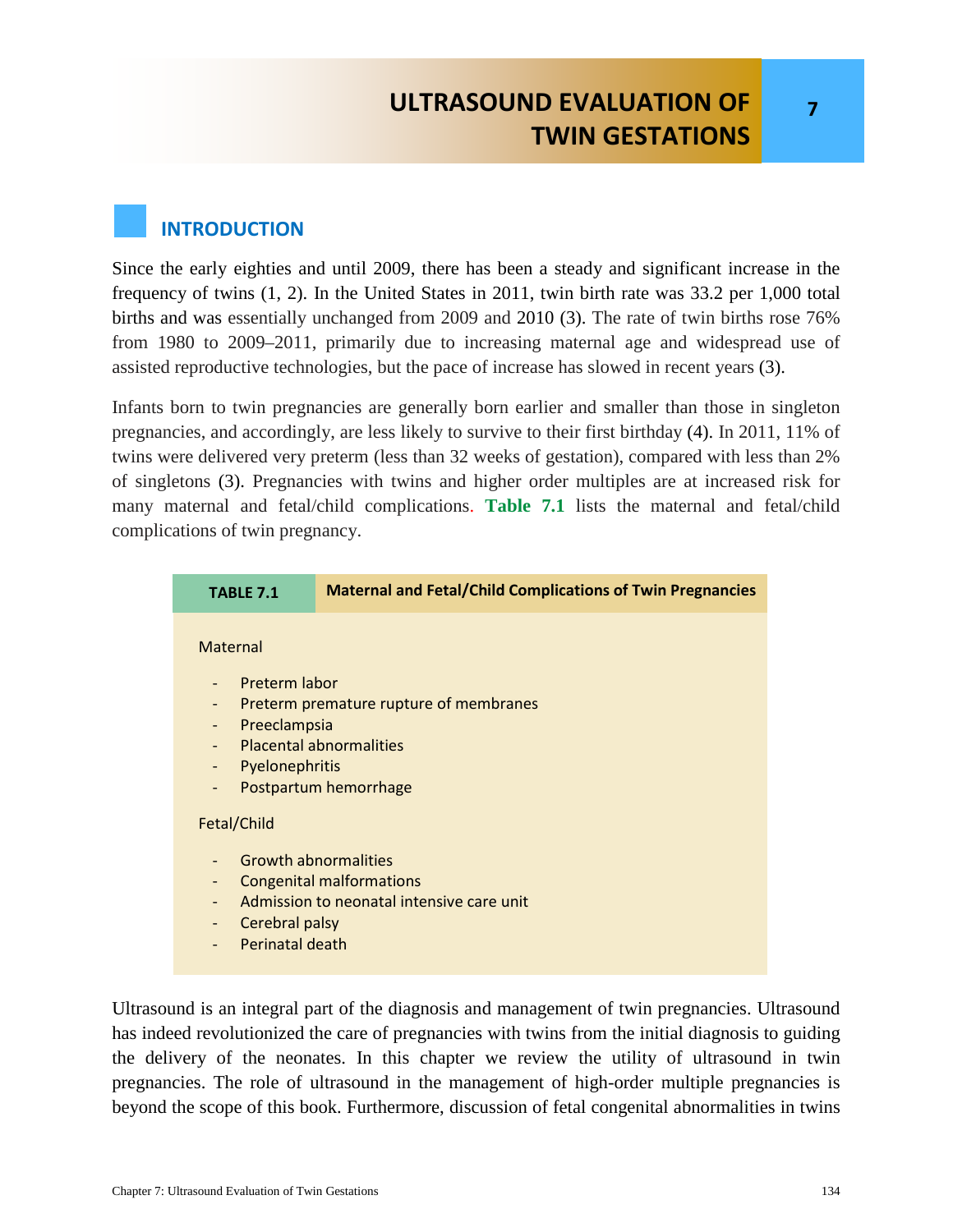# ULTRASOUND EVALUATION OF TWIN GESTATIONS

## INTRODUCTION

Since the early eighties and until 2009, there has been a steady and significant increase in the frequency of twins (1, 2). In the United States in 2011, twin birth rate was 33.2 per 1,000 total births and was essentially unchanged from 2009 and 2010 (3). The rate of twin births rose 76% from 1980 to 2009–2011, primarily due to increasing maternal age and widespread use of assisted reproductive technologies, but the pace of increase has slowed in recent years (3).

Infants born to twin pregnancies are generally born earlier and smaller than those in singleton pregnancies, and accordingly, are less likely to survive to their first birthday (4). In 2011, 11% of twins were delivered very preterm (less than 32 weeks of gestation), compared with less than 2% of singletons (3). Pregnancies with twins and higher order multiples are at increased risk for many maternal and fetal/child complications. **Table 7.1** lists the maternal and fetal/child complications of twin pregnancy.

| TABLE 7.1 | Maternal and Fetal/Child Complications of Twin Pregnancies |
|---|---|

Maternal

- Preterm labor
- Preterm premature rupture of membranes
- Preeclampsia
- Placental abnormalities
- Pyelonephritis
- Postpartum hemorrhage

Fetal/Child

- Growth abnormalities
- Congenital malformations
- Admission to neonatal intensive care unit
- Cerebral palsy
- Perinatal death

Ultrasound is an integral part of the diagnosis and management of twin pregnancies. Ultrasound has indeed revolutionized the care of pregnancies with twins from the initial diagnosis to guiding the delivery of the neonates. In this chapter we review the utility of ultrasound in twin pregnancies. The role of ultrasound in the management of high-order multiple pregnancies is beyond the scope of this book. Furthermore, discussion of fetal congenital abnormalities in twins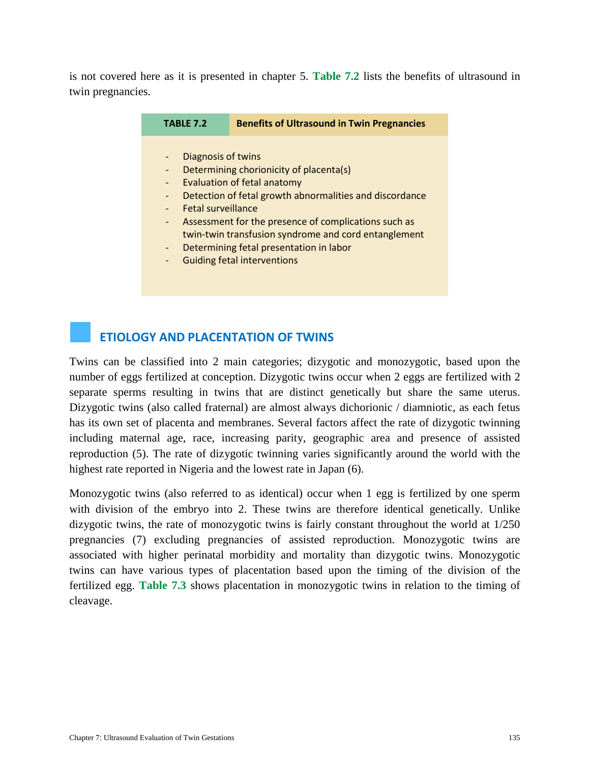is not covered here as it is presented in chapter 5. **Table 7.2** lists the benefits of ultrasound in twin pregnancies.

| TABLE 7.2 | Benefits of Ultrasound in Twin Pregnancies |
|---|---|
| | - Diagnosis of twins<br>- Determining chorionicity of placenta(s)<br>- Evaluation of fetal anatomy<br>- Detection of fetal growth abnormalities and discordance<br>- Fetal surveillance<br>- Assessment for the presence of complications such as twin-twin transfusion syndrome and cord entanglement<br>- Determining fetal presentation in labor<br>- Guiding fetal interventions |

## ETIOLOGY AND PLACENTATION OF TWINS

Twins can be classified into 2 main categories; dizygotic and monozygotic, based upon the number of eggs fertilized at conception. Dizygotic twins occur when 2 eggs are fertilized with 2 separate sperms resulting in twins that are distinct genetically but share the same uterus. Dizygotic twins (also called fraternal) are almost always dichorionic / diamniotic, as each fetus has its own set of placenta and membranes. Several factors affect the rate of dizygotic twinning including maternal age, race, increasing parity, geographic area and presence of assisted reproduction (5). The rate of dizygotic twinning varies significantly around the world with the highest rate reported in Nigeria and the lowest rate in Japan (6).

Monozygotic twins (also referred to as identical) occur when 1 egg is fertilized by one sperm with division of the embryo into 2. These twins are therefore identical genetically. Unlike dizygotic twins, the rate of monozygotic twins is fairly constant throughout the world at 1/250 pregnancies (7) excluding pregnancies of assisted reproduction. Monozygotic twins are associated with higher perinatal morbidity and mortality than dizygotic twins. Monozygotic twins can have various types of placentation based upon the timing of the division of the fertilized egg. **Table 7.3** shows placentation in monozygotic twins in relation to the timing of cleavage.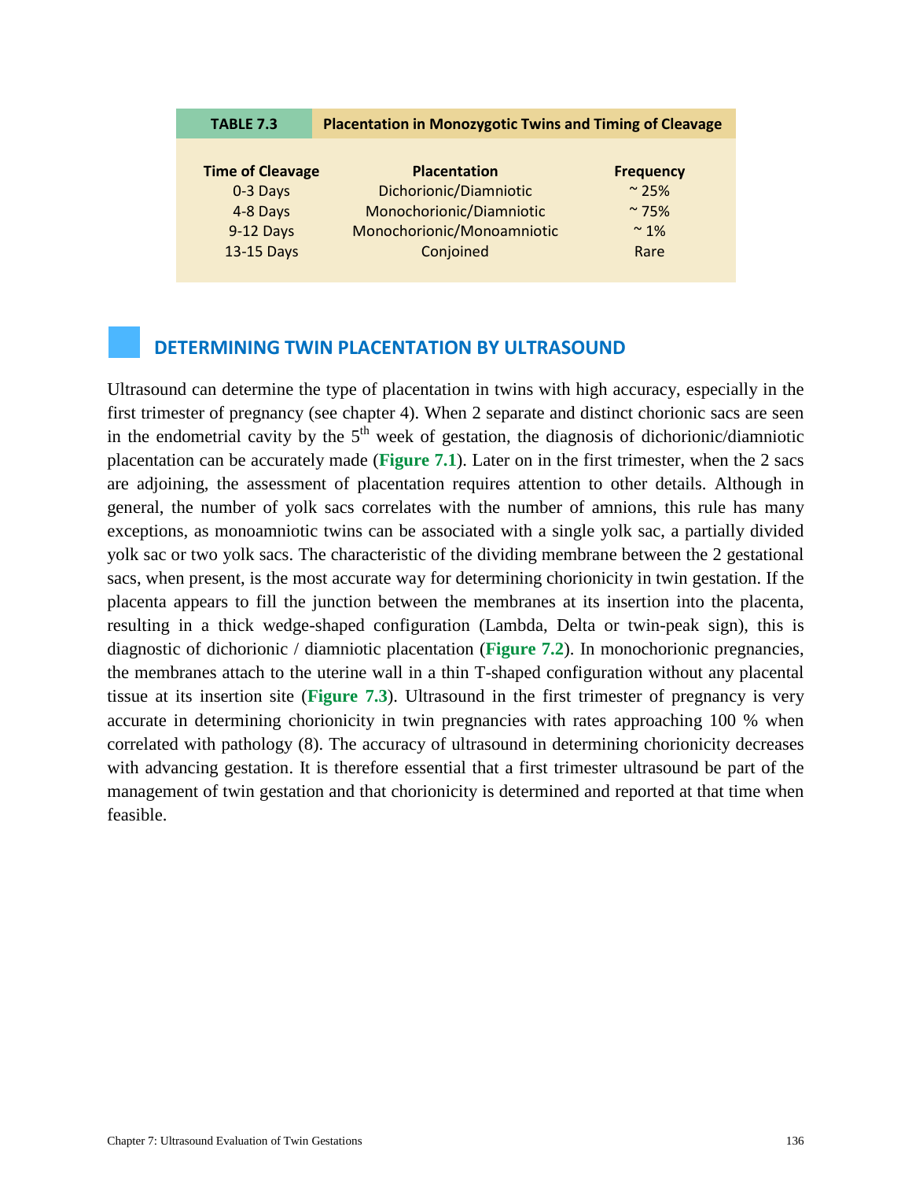| TABLE 7.3 | Placentation in Monozygotic Twins and Timing of Cleavage | |
|---|---|---|
| **Time of Cleavage** | **Placentation** | **Frequency** |
| 0-3 Days | Dichorionic/Diamniotic | ~ 25% |
| 4-8 Days | Monochorionic/Diamniotic | ~ 75% |
| 9-12 Days | Monochorionic/Monoamniotic | ~ 1% |
| 13-15 Days | Conjoined | Rare |

## DETERMINING TWIN PLACENTATION BY ULTRASOUND

Ultrasound can determine the type of placentation in twins with high accuracy, especially in the first trimester of pregnancy (see chapter 4). When 2 separate and distinct chorionic sacs are seen in the endometrial cavity by the $5^{th}$ week of gestation, the diagnosis of dichorionic/diamniotic placentation can be accurately made (**Figure 7.1**). Later on in the first trimester, when the 2 sacs are adjoining, the assessment of placentation requires attention to other details. Although in general, the number of yolk sacs correlates with the number of amnions, this rule has many exceptions, as monoamniotic twins can be associated with a single yolk sac, a partially divided yolk sac or two yolk sacs. The characteristic of the dividing membrane between the 2 gestational sacs, when present, is the most accurate way for determining chorionicity in twin gestation. If the placenta appears to fill the junction between the membranes at its insertion into the placenta, resulting in a thick wedge-shaped configuration (Lambda, Delta or twin-peak sign), this is diagnostic of dichorionic / diamniotic placentation (**Figure 7.2**). In monochorionic pregnancies, the membranes attach to the uterine wall in a thin T-shaped configuration without any placental tissue at its insertion site (**Figure 7.3**). Ultrasound in the first trimester of pregnancy is very accurate in determining chorionicity in twin pregnancies with rates approaching 100 % when correlated with pathology (8). The accuracy of ultrasound in determining chorionicity decreases with advancing gestation. It is therefore essential that a first trimester ultrasound be part of the management of twin gestation and that chorionicity is determined and reported at that time when feasible.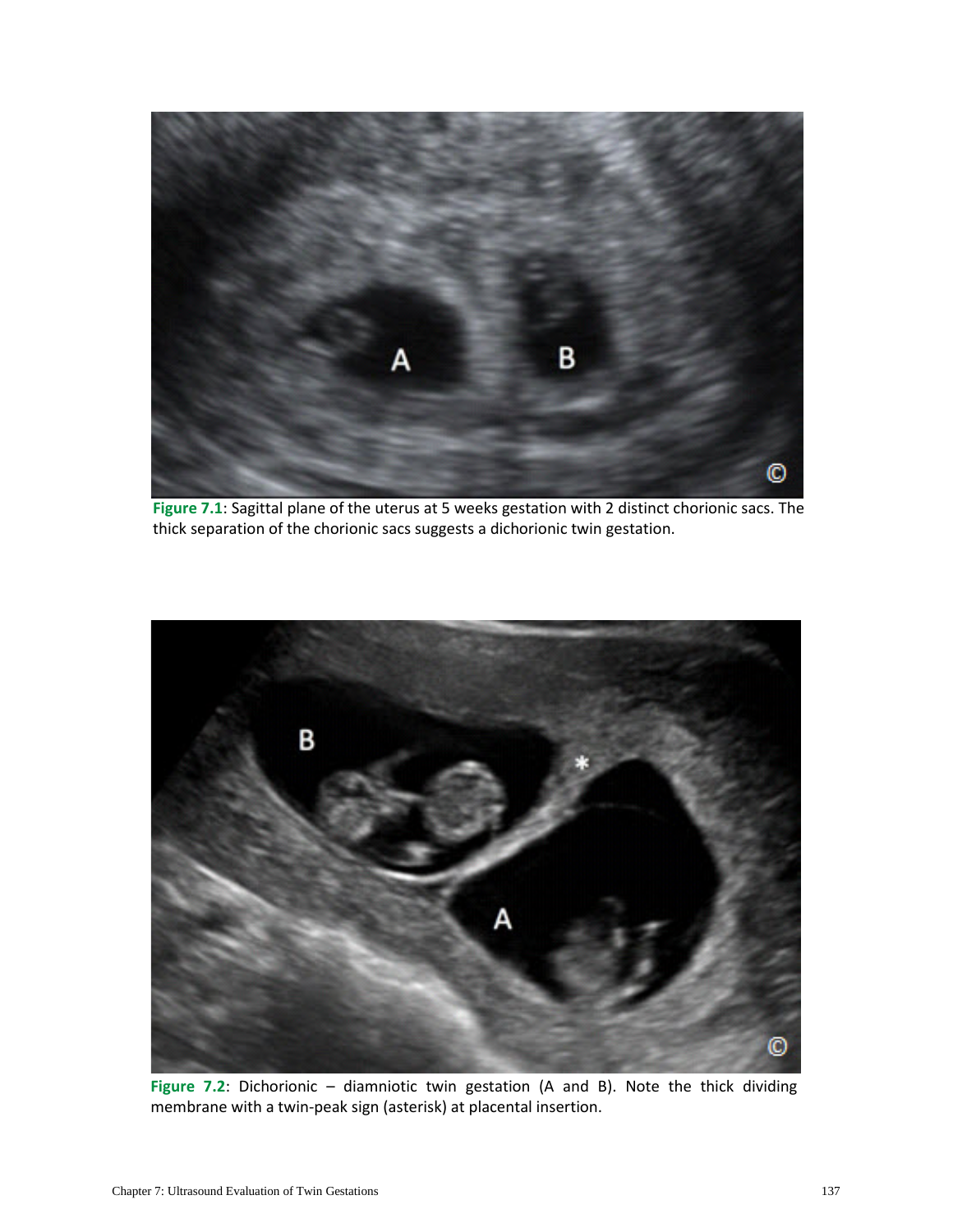**Figure 7.1**: Sagittal plane of the uterus at 5 weeks gestation with 2 distinct chorionic sacs. The thick separation of the chorionic sacs suggests a dichorionic twin gestation.

**Figure 7.2**: Dichorionic – diamniotic twin gestation (A and B). Note the thick dividing membrane with a twin-peak sign (asterisk) at placental insertion.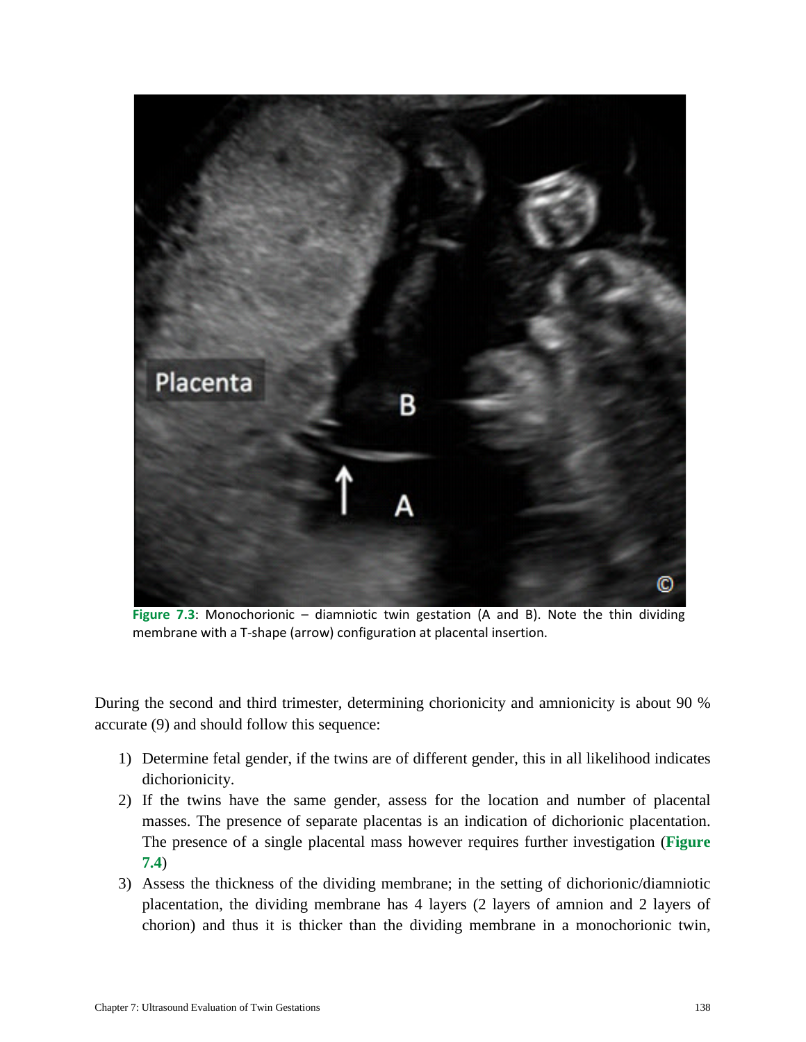Figure 7.3: Monochorionic – diamniotic twin gestation (A and B). Note the thin dividing membrane with a T-shape (arrow) configuration at placental insertion.

During the second and third trimester, determining chorionicity and amnionicity is about 90 % accurate (9) and should follow this sequence:

1) Determine fetal gender, if the twins are of different gender, this in all likelihood indicates dichorionicity.
2) If the twins have the same gender, assess for the location and number of placental masses. The presence of separate placentas is an indication of dichorionic placentation. The presence of a single placental mass however requires further investigation (**Figure 7.4**)
3) Assess the thickness of the dividing membrane; in the setting of dichorionic/diamniotic placentation, the dividing membrane has 4 layers (2 layers of amnion and 2 layers of chorion) and thus it is thicker than the dividing membrane in a monochorionic twin,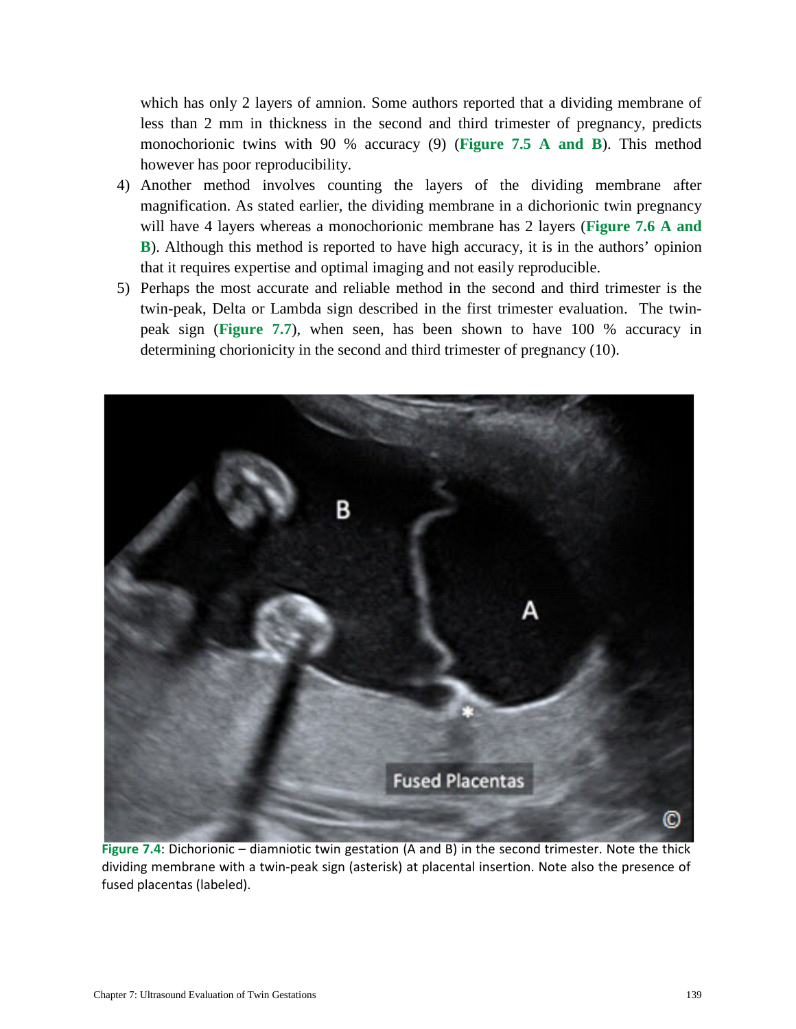which has only 2 layers of amnion. Some authors reported that a dividing membrane of less than 2 mm in thickness in the second and third trimester of pregnancy, predicts monochorionic twins with 90 % accuracy (9) (**Figure 7.5 A and B**). This method however has poor reproducibility.

4) Another method involves counting the layers of the dividing membrane after magnification. As stated earlier, the dividing membrane in a dichorionic twin pregnancy will have 4 layers whereas a monochorionic membrane has 2 layers (**Figure 7.6 A and B**). Although this method is reported to have high accuracy, it is in the authors' opinion that it requires expertise and optimal imaging and not easily reproducible.

5) Perhaps the most accurate and reliable method in the second and third trimester is the twin-peak, Delta or Lambda sign described in the first trimester evaluation. The twin-peak sign (**Figure 7.7**), when seen, has been shown to have 100 % accuracy in determining chorionicity in the second and third trimester of pregnancy (10).

**Figure 7.4**: Dichorionic – diamniotic twin gestation (A and B) in the second trimester. Note the thick dividing membrane with a twin-peak sign (asterisk) at placental insertion. Note also the presence of fused placentas (labeled).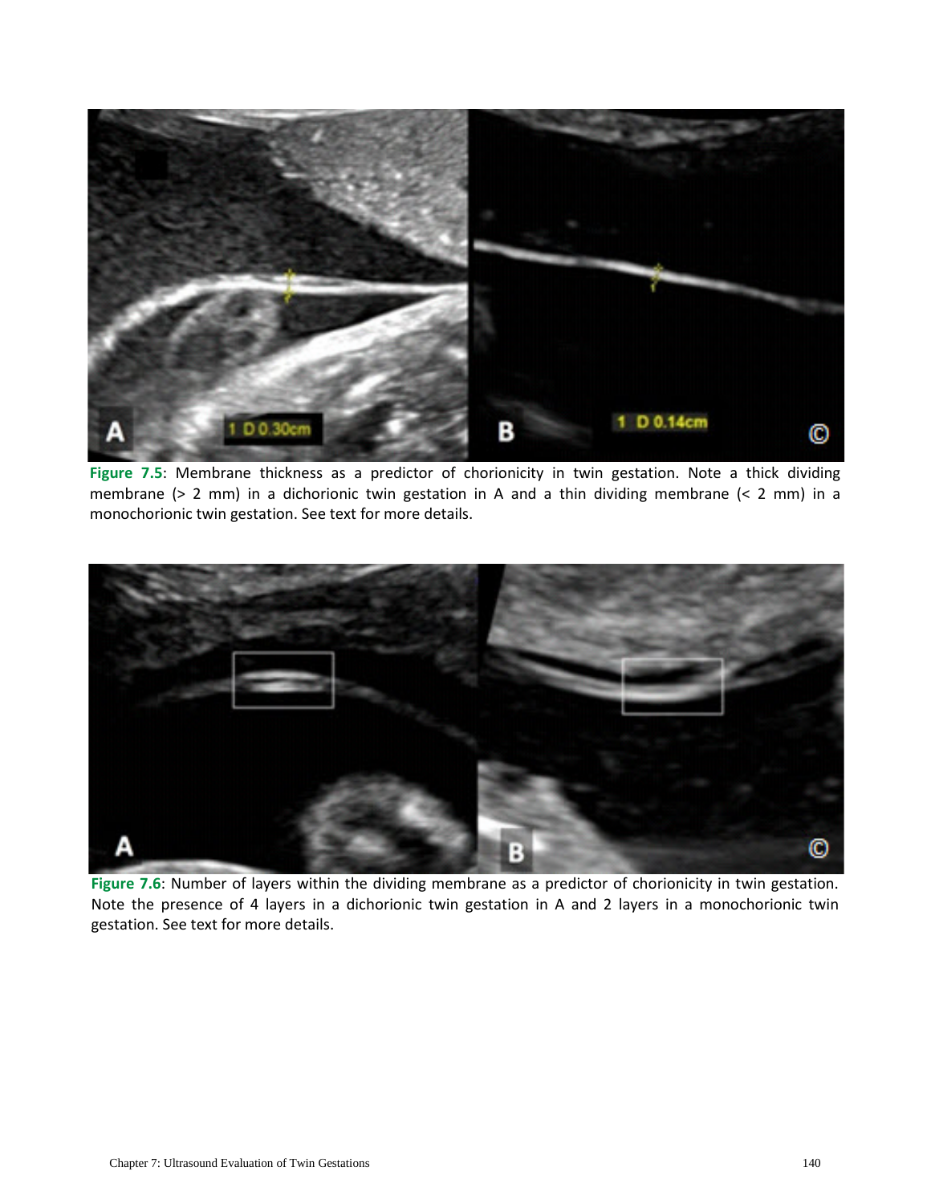**Figure 7.5**: Membrane thickness as a predictor of chorionicity in twin gestation. Note a thick dividing membrane (> 2 mm) in a dichorionic twin gestation in A and a thin dividing membrane (< 2 mm) in a monochorionic twin gestation. See text for more details.

**Figure 7.6**: Number of layers within the dividing membrane as a predictor of chorionicity in twin gestation. Note the presence of 4 layers in a dichorionic twin gestation in A and 2 layers in a monochorionic twin gestation. See text for more details.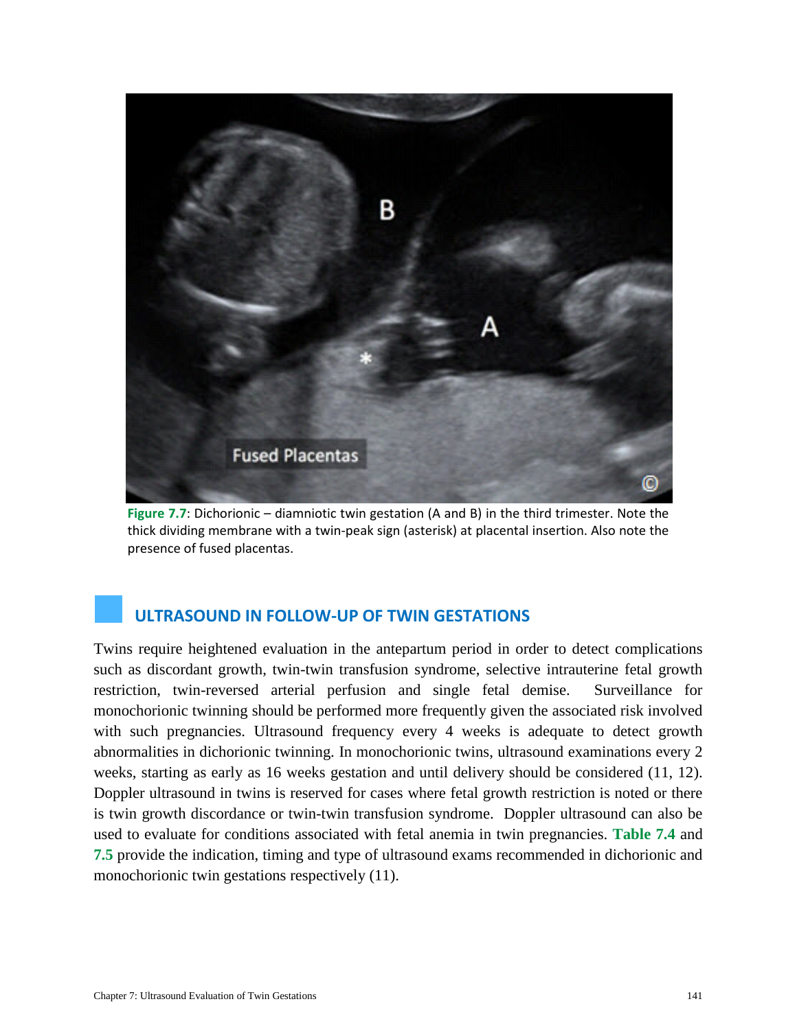Figure 7.7: Dichorionic – diamniotic twin gestation (A and B) in the third trimester. Note the thick dividing membrane with a twin-peak sign (asterisk) at placental insertion. Also note the presence of fused placentas.

## ULTRASOUND IN FOLLOW-UP OF TWIN GESTATIONS

Twins require heightened evaluation in the antepartum period in order to detect complications such as discordant growth, twin-twin transfusion syndrome, selective intrauterine fetal growth restriction, twin-reversed arterial perfusion and single fetal demise. Surveillance for monochorionic twinning should be performed more frequently given the associated risk involved with such pregnancies. Ultrasound frequency every 4 weeks is adequate to detect growth abnormalities in dichorionic twinning. In monochorionic twins, ultrasound examinations every 2 weeks, starting as early as 16 weeks gestation and until delivery should be considered (11, 12). Doppler ultrasound in twins is reserved for cases where fetal growth restriction is noted or there is twin growth discordance or twin-twin transfusion syndrome. Doppler ultrasound can also be used to evaluate for conditions associated with fetal anemia in twin pregnancies. **Table 7.4** and **7.5** provide the indication, timing and type of ultrasound exams recommended in dichorionic and monochorionic twin gestations respectively (11).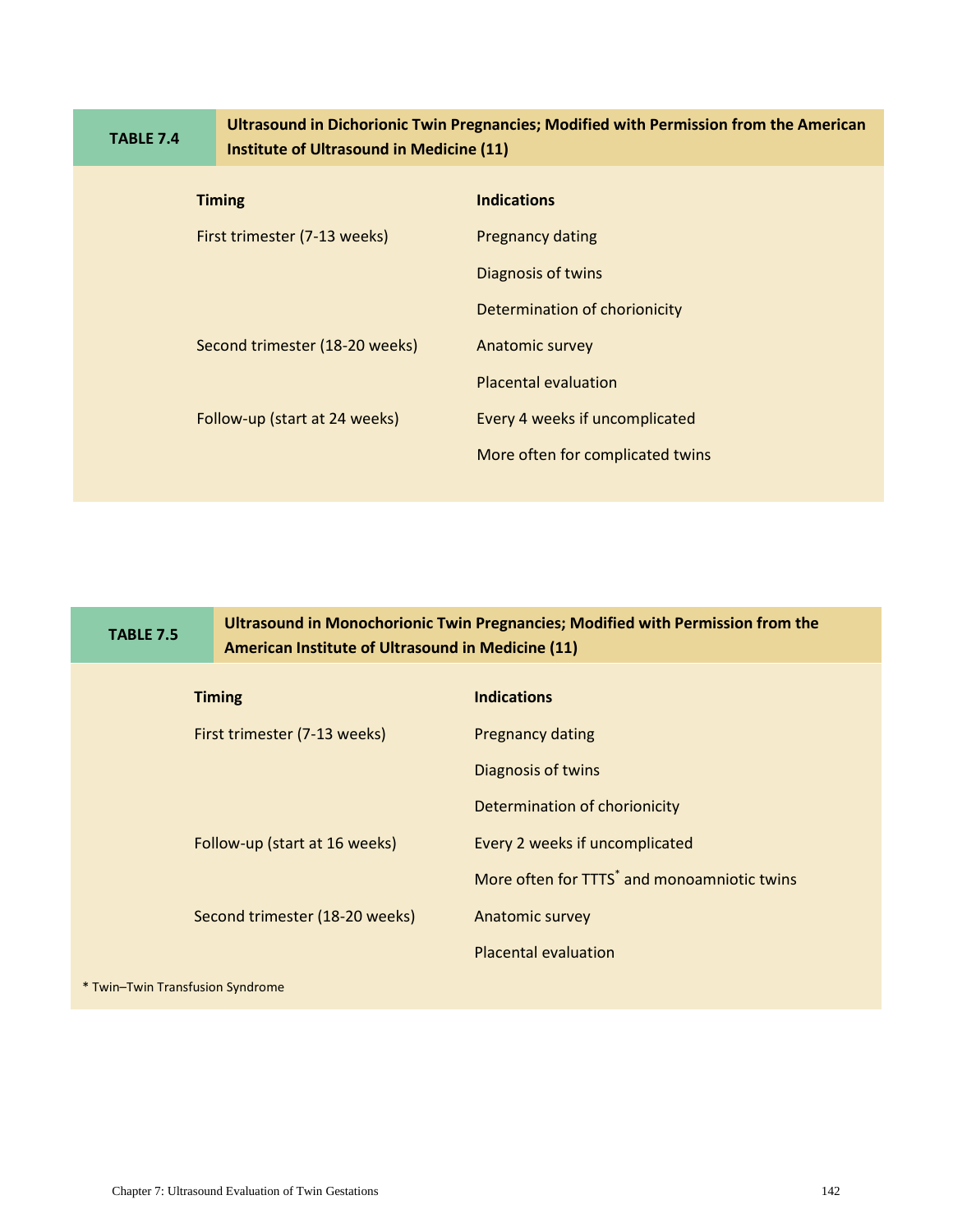**TABLE 7.4** **Ultrasound in Dichorionic Twin Pregnancies; Modified with Permission from the American Institute of Ultrasound in Medicine (11)**

| Timing | Indications |
|---|---|
| First trimester (7-13 weeks) | Pregnancy dating |
| | Diagnosis of twins |
| | Determination of chorionicity |
| Second trimester (18-20 weeks) | Anatomic survey |
| | Placental evaluation |
| Follow-up (start at 24 weeks) | Every 4 weeks if uncomplicated |
| | More often for complicated twins |

**TABLE 7.5** **Ultrasound in Monochorionic Twin Pregnancies; Modified with Permission from the American Institute of Ultrasound in Medicine (11)**

| Timing | Indications |
|---|---|
| First trimester (7-13 weeks) | Pregnancy dating |
| | Diagnosis of twins |
| | Determination of chorionicity |
| Follow-up (start at 16 weeks) | Every 2 weeks if uncomplicated |
| | More often for TTTS* and monoamniotic twins |
| Second trimester (18-20 weeks) | Anatomic survey |
| | Placental evaluation |

\* Twin–Twin Transfusion Syndrome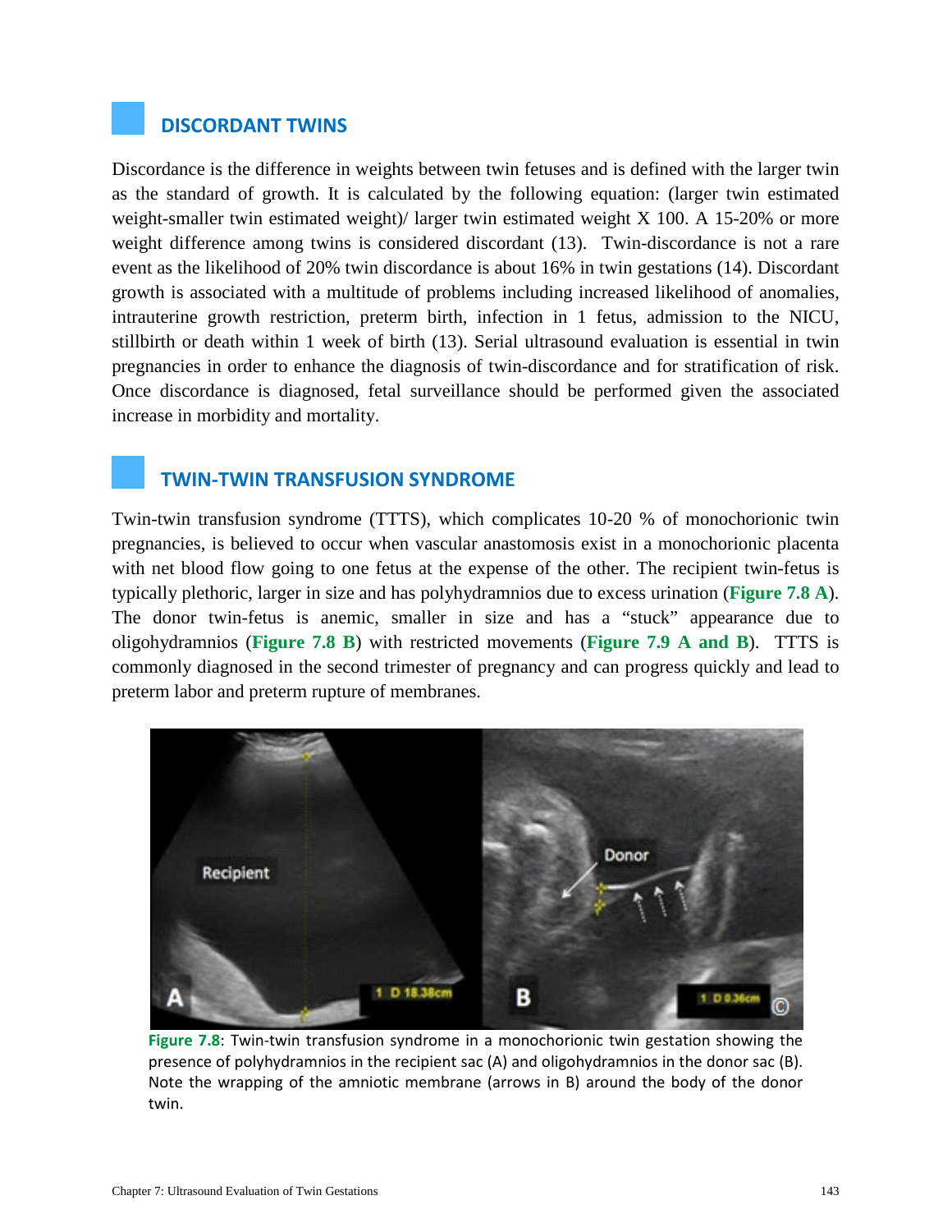## DISCORDANT TWINS

Discordance is the difference in weights between twin fetuses and is defined with the larger twin as the standard of growth. It is calculated by the following equation: (larger twin estimated weight-smaller twin estimated weight)/ larger twin estimated weight X 100. A 15-20% or more weight difference among twins is considered discordant (13). Twin-discordance is not a rare event as the likelihood of 20% twin discordance is about 16% in twin gestations (14). Discordant growth is associated with a multitude of problems including increased likelihood of anomalies, intrauterine growth restriction, preterm birth, infection in 1 fetus, admission to the NICU, stillbirth or death within 1 week of birth (13). Serial ultrasound evaluation is essential in twin pregnancies in order to enhance the diagnosis of twin-discordance and for stratification of risk. Once discordance is diagnosed, fetal surveillance should be performed given the associated increase in morbidity and mortality.

## TWIN-TWIN TRANSFUSION SYNDROME

Twin-twin transfusion syndrome (TTTS), which complicates 10-20 % of monochorionic twin pregnancies, is believed to occur when vascular anastomosis exist in a monochorionic placenta with net blood flow going to one fetus at the expense of the other. The recipient twin-fetus is typically plethoric, larger in size and has polyhydramnios due to excess urination (**Figure 7.8 A**). The donor twin-fetus is anemic, smaller in size and has a "stuck" appearance due to oligohydramnios (**Figure 7.8 B**) with restricted movements (**Figure 7.9 A and B**). TTTS is commonly diagnosed in the second trimester of pregnancy and can progress quickly and lead to preterm labor and preterm rupture of membranes.

**Figure 7.8**: Twin-twin transfusion syndrome in a monochorionic twin gestation showing the presence of polyhydramnios in the recipient sac (A) and oligohydramnios in the donor sac (B). Note the wrapping of the amniotic membrane (arrows in B) around the body of the donor twin.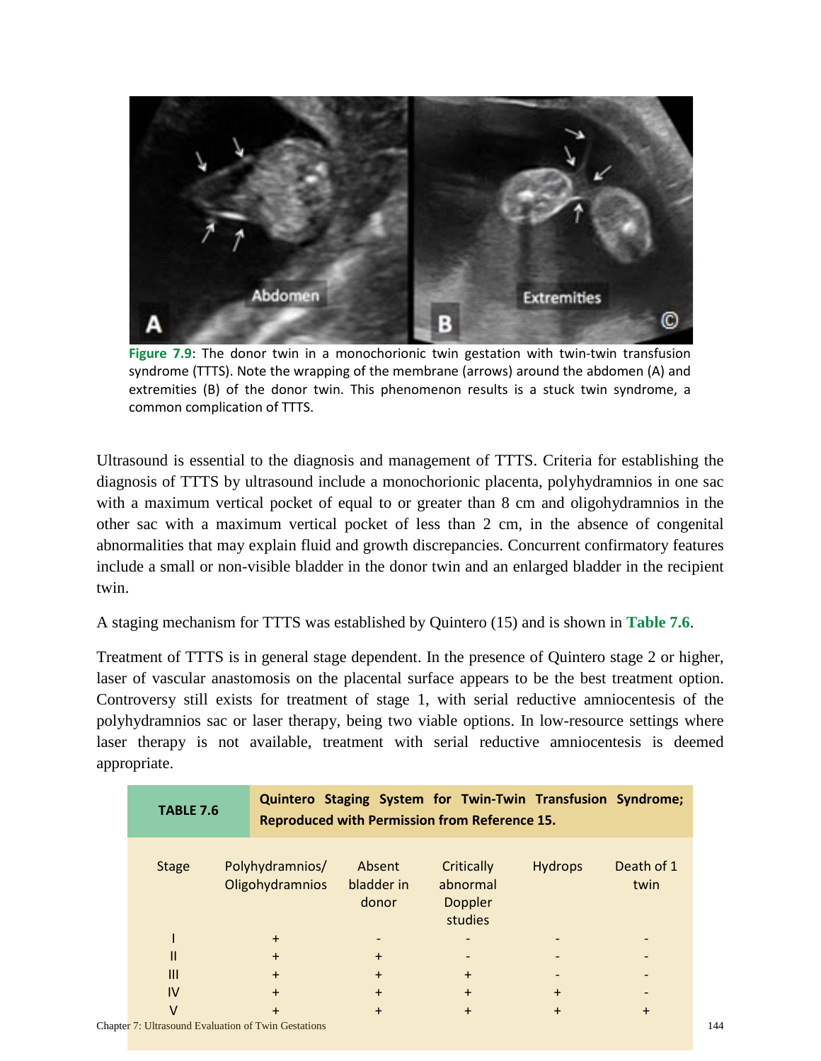**Figure 7.9**: The donor twin in a monochorionic twin gestation with twin-twin transfusion syndrome (TTTS). Note the wrapping of the membrane (arrows) around the abdomen (A) and extremities (B) of the donor twin. This phenomenon results is a stuck twin syndrome, a common complication of TTTS.

Ultrasound is essential to the diagnosis and management of TTTS. Criteria for establishing the diagnosis of TTTS by ultrasound include a monochorionic placenta, polyhydramnios in one sac with a maximum vertical pocket of equal to or greater than 8 cm and oligohydramnios in the other sac with a maximum vertical pocket of less than 2 cm, in the absence of congenital abnormalities that may explain fluid and growth discrepancies. Concurrent confirmatory features include a small or non-visible bladder in the donor twin and an enlarged bladder in the recipient twin.

A staging mechanism for TTTS was established by Quintero (15) and is shown in **Table 7.6**.

Treatment of TTTS is in general stage dependent. In the presence of Quintero stage 2 or higher, laser of vascular anastomosis on the placental surface appears to be the best treatment option. Controversy still exists for treatment of stage 1, with serial reductive amniocentesis of the polyhydramnios sac or laser therapy, being two viable options. In low-resource settings where laser therapy is not available, treatment with serial reductive amniocentesis is deemed appropriate.

**TABLE 7.6** **Quintero Staging System for Twin-Twin Transfusion Syndrome; Reproduced with Permission from Reference 15.**

| Stage | Polyhydramnios/ Oligohydramnios | Absent bladder in donor | Critically abnormal Doppler studies | Hydrops | Death of 1 twin |
|---|---|---|---|---|---|
| I | + | - | - | - | - |
| II | + | + | - | - | - |
| III | + | + | + | - | - |
| IV | + | + | + | + | - |
| V | + | + | + | + | + |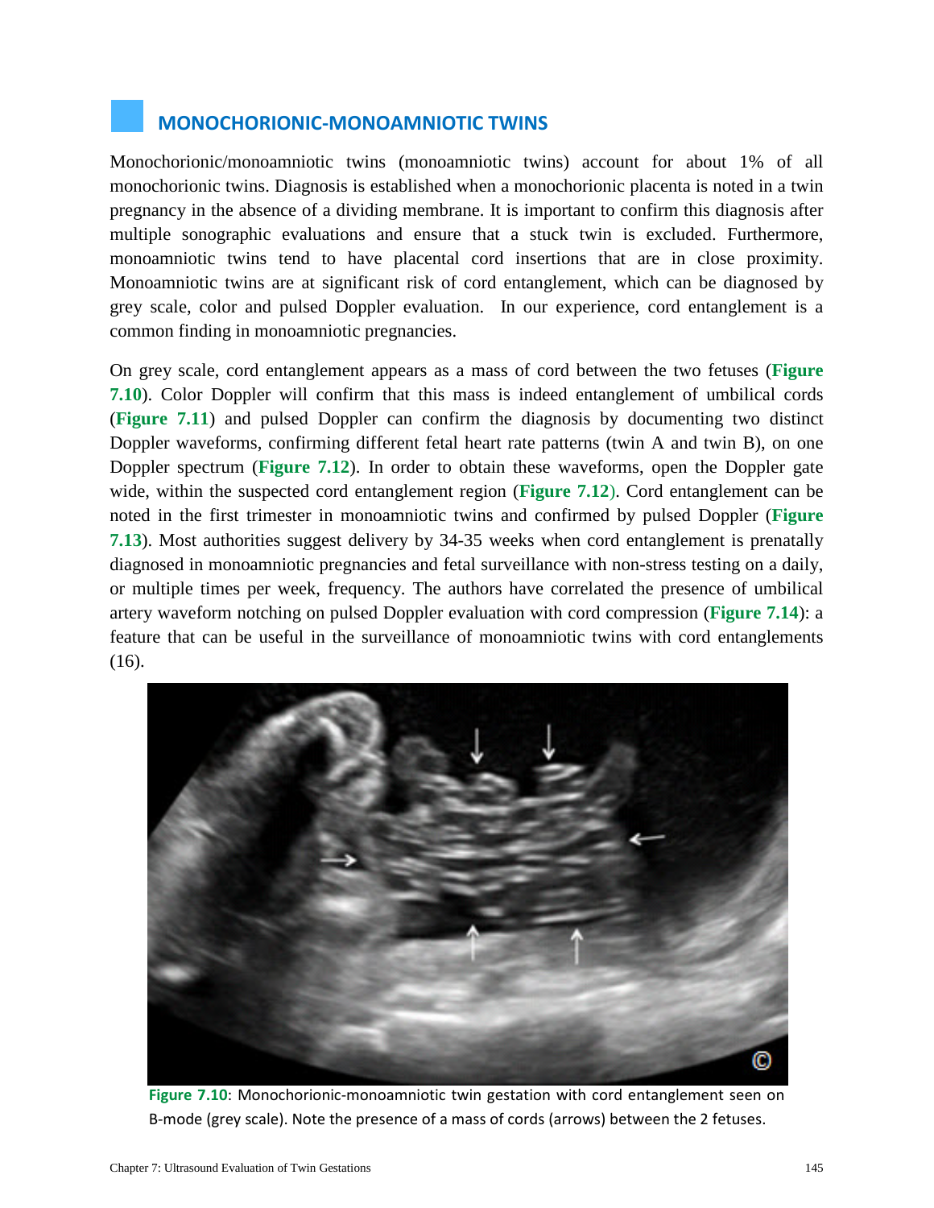## MONOCHORIONIC-MONOAMNIOTIC TWINS

Monochorionic/monoamniotic twins (monoamniotic twins) account for about 1% of all monochorionic twins. Diagnosis is established when a monochorionic placenta is noted in a twin pregnancy in the absence of a dividing membrane. It is important to confirm this diagnosis after multiple sonographic evaluations and ensure that a stuck twin is excluded. Furthermore, monoamniotic twins tend to have placental cord insertions that are in close proximity. Monoamniotic twins are at significant risk of cord entanglement, which can be diagnosed by grey scale, color and pulsed Doppler evaluation. In our experience, cord entanglement is a common finding in monoamniotic pregnancies.

On grey scale, cord entanglement appears as a mass of cord between the two fetuses (**Figure 7.10**). Color Doppler will confirm that this mass is indeed entanglement of umbilical cords (**Figure 7.11**) and pulsed Doppler can confirm the diagnosis by documenting two distinct Doppler waveforms, confirming different fetal heart rate patterns (twin A and twin B), on one Doppler spectrum (**Figure 7.12**). In order to obtain these waveforms, open the Doppler gate wide, within the suspected cord entanglement region (**Figure 7.12**). Cord entanglement can be noted in the first trimester in monoamniotic twins and confirmed by pulsed Doppler (**Figure 7.13**). Most authorities suggest delivery by 34-35 weeks when cord entanglement is prenatally diagnosed in monoamniotic pregnancies and fetal surveillance with non-stress testing on a daily, or multiple times per week, frequency. The authors have correlated the presence of umbilical artery waveform notching on pulsed Doppler evaluation with cord compression (**Figure 7.14**): a feature that can be useful in the surveillance of monoamniotic twins with cord entanglements (16).

**Figure 7.10**: Monochorionic-monoamniotic twin gestation with cord entanglement seen on B-mode (grey scale). Note the presence of a mass of cords (arrows) between the 2 fetuses.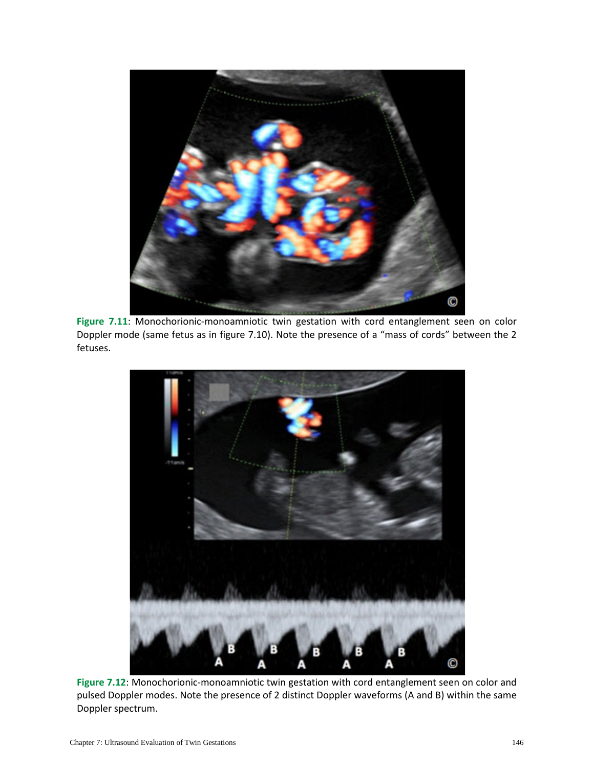**Figure 7.11**: Monochorionic-monoamniotic twin gestation with cord entanglement seen on color Doppler mode (same fetus as in figure 7.10). Note the presence of a "mass of cords" between the 2 fetuses.

**Figure 7.12**: Monochorionic-monoamniotic twin gestation with cord entanglement seen on color and pulsed Doppler modes. Note the presence of 2 distinct Doppler waveforms (A and B) within the same Doppler spectrum.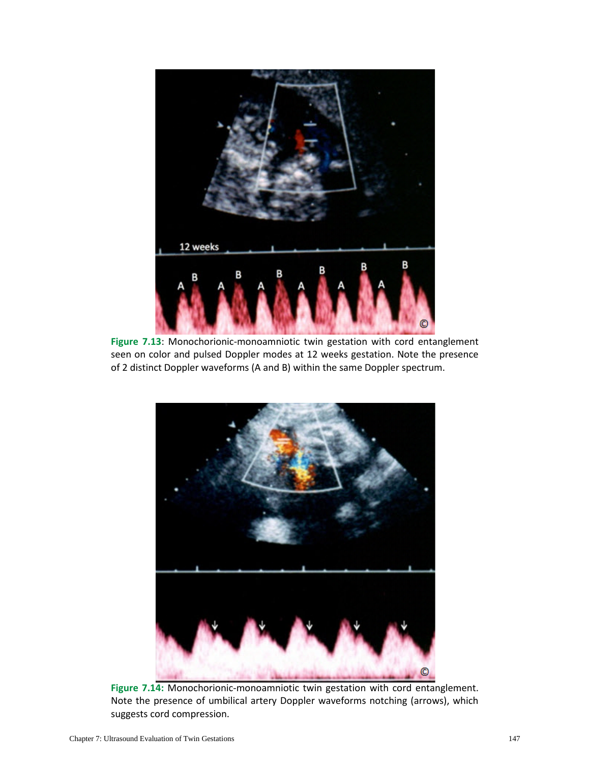**Figure 7.13**: Monochorionic-monoamniotic twin gestation with cord entanglement seen on color and pulsed Doppler modes at 12 weeks gestation. Note the presence of 2 distinct Doppler waveforms (A and B) within the same Doppler spectrum.

**Figure 7.14:** Monochorionic-monoamniotic twin gestation with cord entanglement. Note the presence of umbilical artery Doppler waveforms notching (arrows), which suggests cord compression.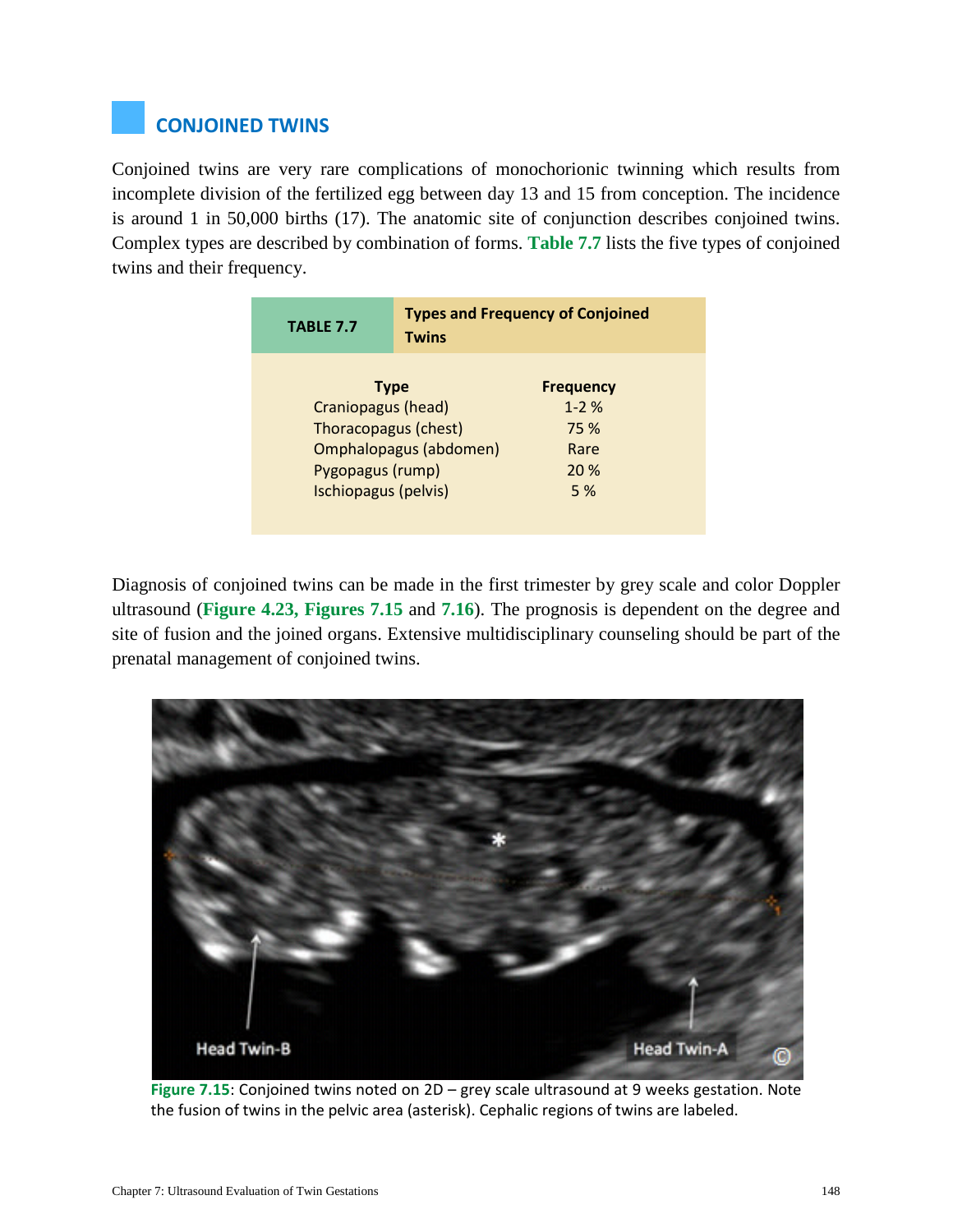## CONJOINED TWINS

Conjoined twins are very rare complications of monochorionic twinning which results from incomplete division of the fertilized egg between day 13 and 15 from conception. The incidence is around 1 in 50,000 births (17). The anatomic site of conjunction describes conjoined twins. Complex types are described by combination of forms. **Table 7.7** lists the five types of conjoined twins and their frequency.

**TABLE 7.7 Types and Frequency of Conjoined Twins**

| Type | Frequency |
|---|---|
| Craniopagus (head) | 1-2 % |
| Thoracopagus (chest) | 75 % |
| Omphalopagus (abdomen) | Rare |
| Pygopagus (rump) | 20 % |
| Ischiopagus (pelvis) | 5 % |

Diagnosis of conjoined twins can be made in the first trimester by grey scale and color Doppler ultrasound (**Figure 4.23, Figures 7.15** and **7.16**). The prognosis is dependent on the degree and site of fusion and the joined organs. Extensive multidisciplinary counseling should be part of the prenatal management of conjoined twins.

**Figure 7.15**: Conjoined twins noted on 2D – grey scale ultrasound at 9 weeks gestation. Note the fusion of twins in the pelvic area (asterisk). Cephalic regions of twins are labeled.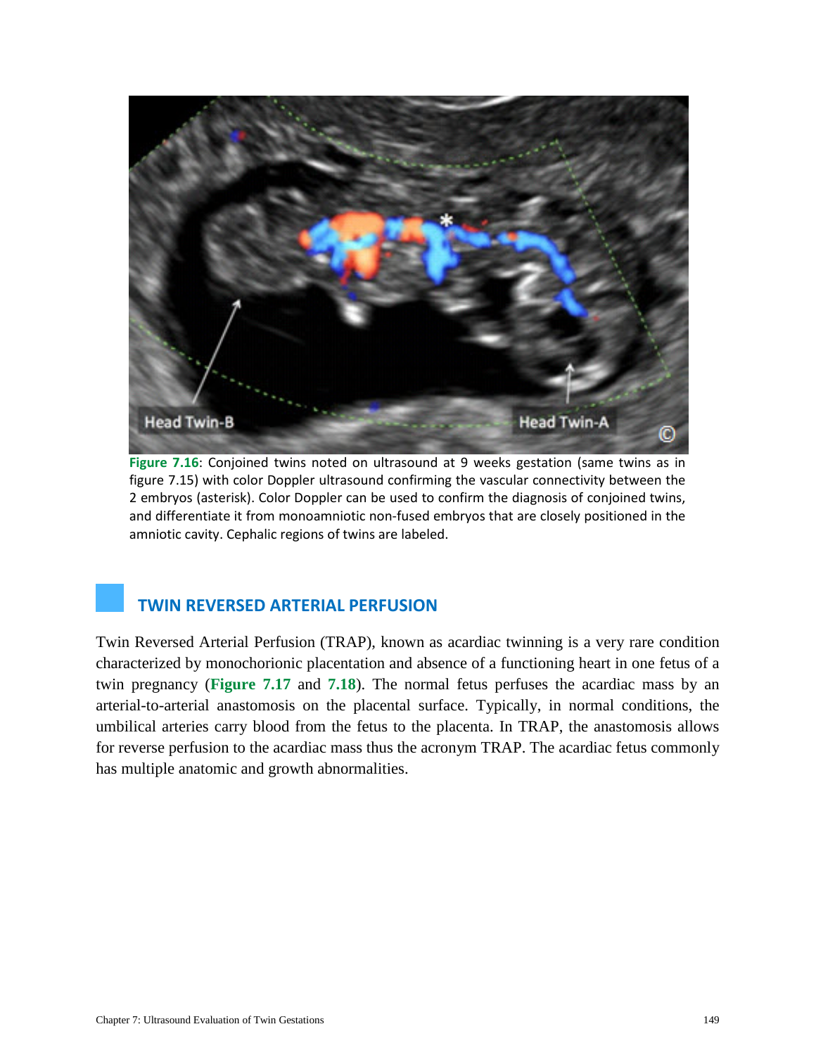**Figure 7.16**: Conjoined twins noted on ultrasound at 9 weeks gestation (same twins as in figure 7.15) with color Doppler ultrasound confirming the vascular connectivity between the 2 embryos (asterisk). Color Doppler can be used to confirm the diagnosis of conjoined twins, and differentiate it from monoamniotic non-fused embryos that are closely positioned in the amniotic cavity. Cephalic regions of twins are labeled.

## TWIN REVERSED ARTERIAL PERFUSION

Twin Reversed Arterial Perfusion (TRAP), known as acardiac twinning is a very rare condition characterized by monochorionic placentation and absence of a functioning heart in one fetus of a twin pregnancy (**Figure 7.17** and **7.18**). The normal fetus perfuses the acardiac mass by an arterial-to-arterial anastomosis on the placental surface. Typically, in normal conditions, the umbilical arteries carry blood from the fetus to the placenta. In TRAP, the anastomosis allows for reverse perfusion to the acardiac mass thus the acronym TRAP. The acardiac fetus commonly has multiple anatomic and growth abnormalities.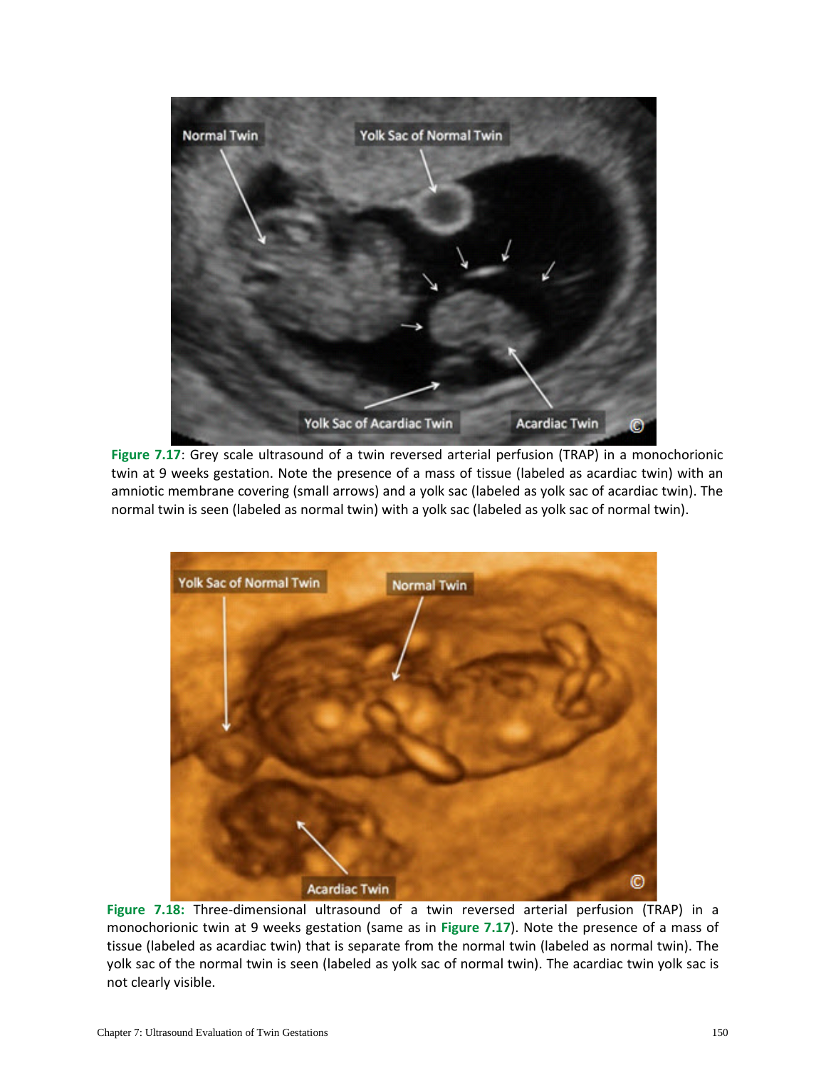**Figure 7.17**: Grey scale ultrasound of a twin reversed arterial perfusion (TRAP) in a monochorionic twin at 9 weeks gestation. Note the presence of a mass of tissue (labeled as acardiac twin) with an amniotic membrane covering (small arrows) and a yolk sac (labeled as yolk sac of acardiac twin). The normal twin is seen (labeled as normal twin) with a yolk sac (labeled as yolk sac of normal twin).

**Figure 7.18:** Three-dimensional ultrasound of a twin reversed arterial perfusion (TRAP) in a monochorionic twin at 9 weeks gestation (same as in **Figure 7.17**). Note the presence of a mass of tissue (labeled as acardiac twin) that is separate from the normal twin (labeled as normal twin). The yolk sac of the normal twin is seen (labeled as yolk sac of normal twin). The acardiac twin yolk sac is not clearly visible.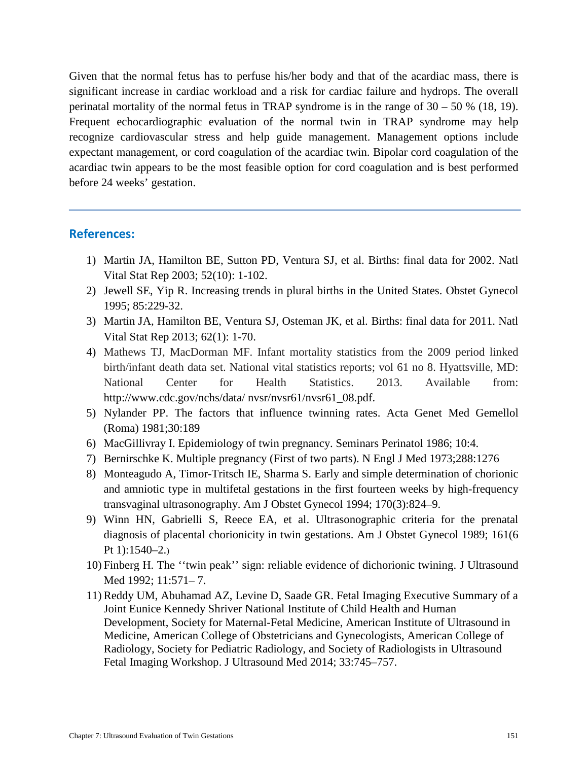Given that the normal fetus has to perfuse his/her body and that of the acardiac mass, there is significant increase in cardiac workload and a risk for cardiac failure and hydrops. The overall perinatal mortality of the normal fetus in TRAP syndrome is in the range of 30 – 50 % (18, 19). Frequent echocardiographic evaluation of the normal twin in TRAP syndrome may help recognize cardiovascular stress and help guide management. Management options include expectant management, or cord coagulation of the acardiac twin. Bipolar cord coagulation of the acardiac twin appears to be the most feasible option for cord coagulation and is best performed before 24 weeks' gestation.

---

## References:

1) Martin JA, Hamilton BE, Sutton PD, Ventura SJ, et al. Births: final data for 2002. Natl Vital Stat Rep 2003; 52(10): 1-102.
2) Jewell SE, Yip R. Increasing trends in plural births in the United States. Obstet Gynecol 1995; 85:229-32.
3) Martin JA, Hamilton BE, Ventura SJ, Osteman JK, et al. Births: final data for 2011. Natl Vital Stat Rep 2013; 62(1): 1-70.
4) Mathews TJ, MacDorman MF. Infant mortality statistics from the 2009 period linked birth/infant death data set. National vital statistics reports; vol 61 no 8. Hyattsville, MD: National Center for Health Statistics. 2013. Available from: http://www.cdc.gov/nchs/data/ nvsr/nvsr61/nvsr61_08.pdf.
5) Nylander PP. The factors that influence twinning rates. Acta Genet Med Gemellol (Roma) 1981;30:189
6) MacGillivray I. Epidemiology of twin pregnancy. Seminars Perinatol 1986; 10:4.
7) Bernirschke K. Multiple pregnancy (First of two parts). N Engl J Med 1973;288:1276
8) Monteagudo A, Timor-Tritsch IE, Sharma S. Early and simple determination of chorionic and amniotic type in multifetal gestations in the first fourteen weeks by high-frequency transvaginal ultrasonography. Am J Obstet Gynecol 1994; 170(3):824–9.
9) Winn HN, Gabrielli S, Reece EA, et al. Ultrasonographic criteria for the prenatal diagnosis of placental chorionicity in twin gestations. Am J Obstet Gynecol 1989; 161(6 Pt 1):1540–2.)
10) Finberg H. The ''twin peak'' sign: reliable evidence of dichorionic twining. J Ultrasound Med 1992; 11:571– 7.
11) Reddy UM, Abuhamad AZ, Levine D, Saade GR. Fetal Imaging Executive Summary of a Joint Eunice Kennedy Shriver National Institute of Child Health and Human Development, Society for Maternal-Fetal Medicine, American Institute of Ultrasound in Medicine, American College of Obstetricians and Gynecologists, American College of Radiology, Society for Pediatric Radiology, and Society of Radiologists in Ultrasound Fetal Imaging Workshop. J Ultrasound Med 2014; 33:745–757.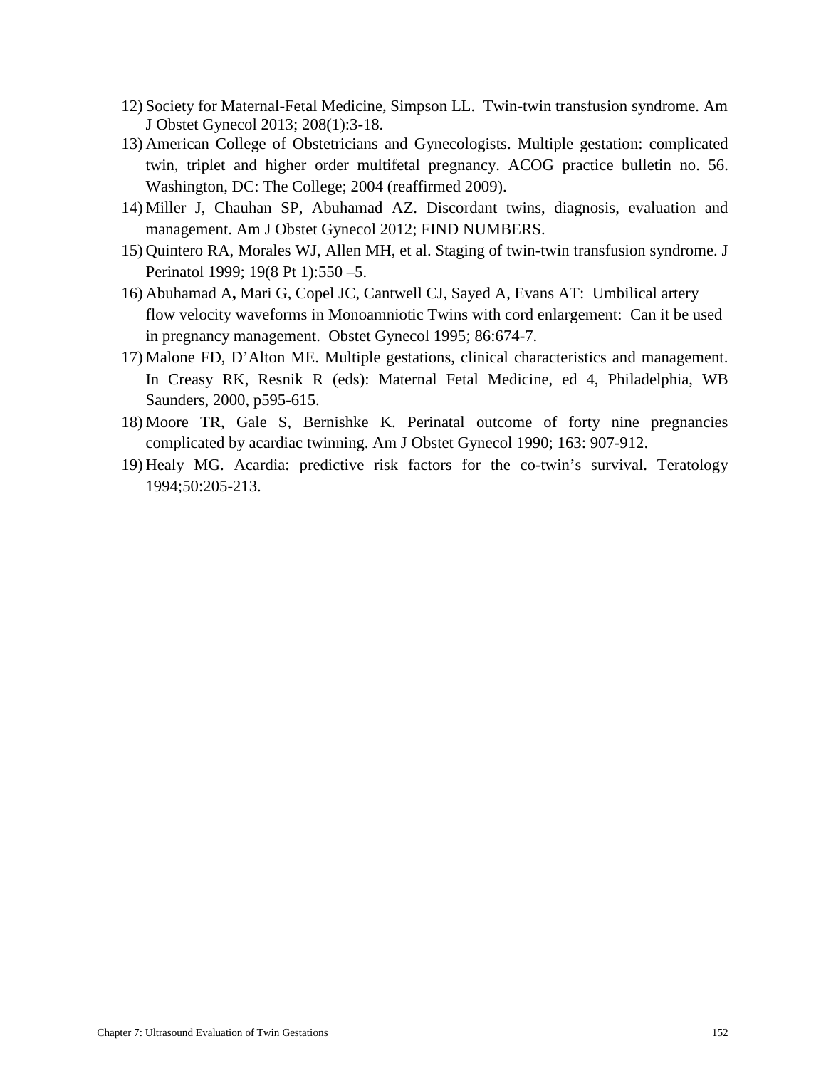12) Society for Maternal-Fetal Medicine, Simpson LL. Twin-twin transfusion syndrome. Am J Obstet Gynecol 2013; 208(1):3-18.
13) American College of Obstetricians and Gynecologists. Multiple gestation: complicated twin, triplet and higher order multifetal pregnancy. ACOG practice bulletin no. 56. Washington, DC: The College; 2004 (reaffirmed 2009).
14) Miller J, Chauhan SP, Abuhamad AZ. Discordant twins, diagnosis, evaluation and management. Am J Obstet Gynecol 2012; FIND NUMBERS.
15) Quintero RA, Morales WJ, Allen MH, et al. Staging of twin-twin transfusion syndrome. J Perinatol 1999; 19(8 Pt 1):550 –5.
16) Abuhamad A**,** Mari G, Copel JC, Cantwell CJ, Sayed A, Evans AT: Umbilical artery flow velocity waveforms in Monoamniotic Twins with cord enlargement: Can it be used in pregnancy management. Obstet Gynecol 1995; 86:674-7.
17) Malone FD, D'Alton ME. Multiple gestations, clinical characteristics and management. In Creasy RK, Resnik R (eds): Maternal Fetal Medicine, ed 4, Philadelphia, WB Saunders, 2000, p595-615.
18) Moore TR, Gale S, Bernishke K. Perinatal outcome of forty nine pregnancies complicated by acardiac twinning. Am J Obstet Gynecol 1990; 163: 907-912.
19) Healy MG. Acardia: predictive risk factors for the co-twin's survival. Teratology 1994;50:205-213.